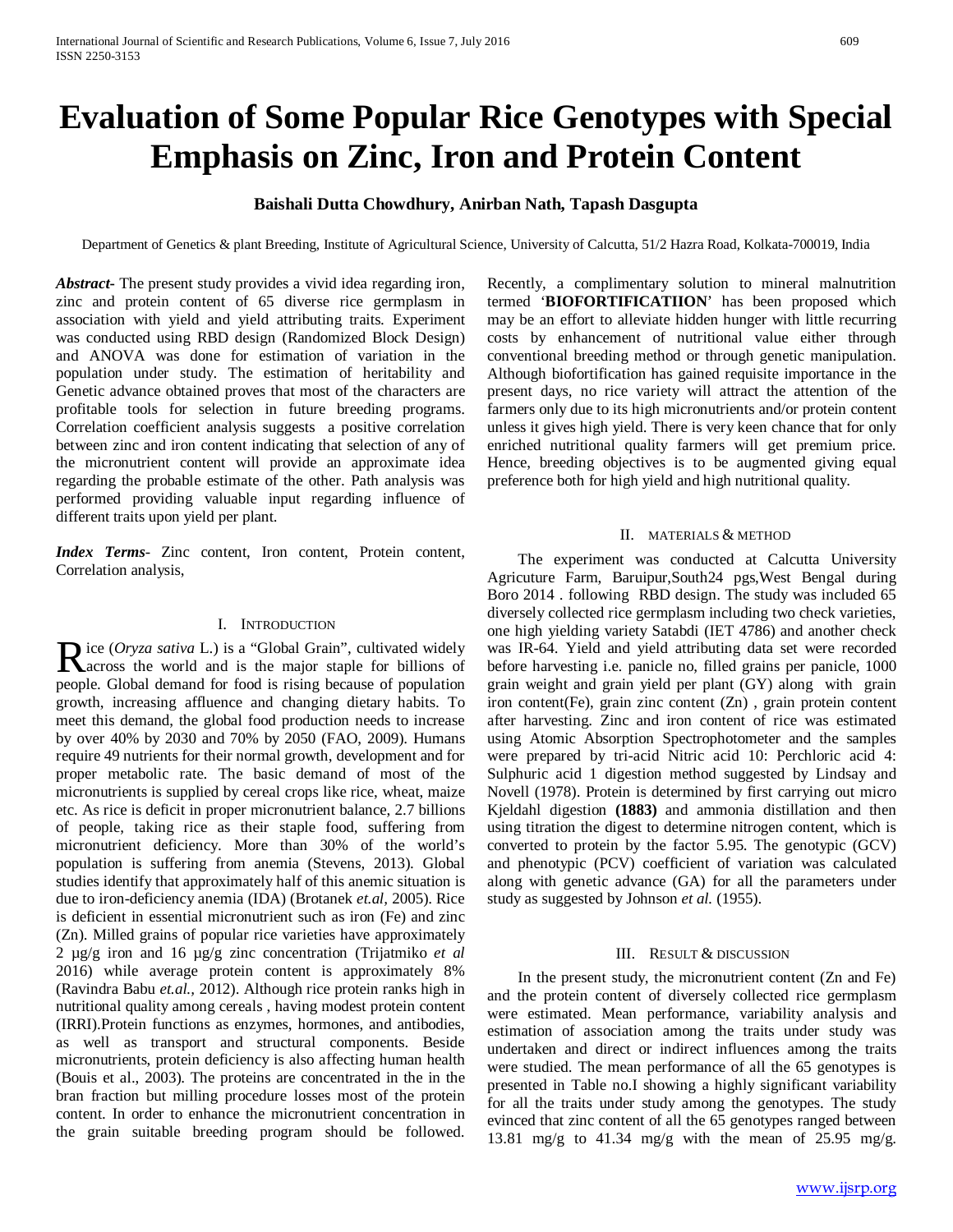# Evaluation of Some Popular Rice Genotypes with Special Emphasis on Zinc, Iron and Protein Content

**Baishali Dutta Chowdhury, Anirban Nath, Tapash Dasgupta**

Department of Genetics & plant Breeding, Institute of Agricultural Science, University of Calcutta, 51/2 Hazra Road, Kolkata-700019, India

***Abstract***- The present study provides a vivid idea regarding iron, zinc and protein content of 65 diverse rice germplasm in association with yield and yield attributing traits. Experiment was conducted using RBD design (Randomized Block Design) and ANOVA was done for estimation of variation in the population under study. The estimation of heritability and Genetic advance obtained proves that most of the characters are profitable tools for selection in future breeding programs. Correlation coefficient analysis suggests a positive correlation between zinc and iron content indicating that selection of any of the micronutrient content will provide an approximate idea regarding the probable estimate of the other. Path analysis was performed providing valuable input regarding influence of different traits upon yield per plant.

***Index Terms***- Zinc content, Iron content, Protein content, Correlation analysis,

## I. Introduction

Rice (*Oryza sativa* L.) is a "Global Grain", cultivated widely across the world and is the major staple for billions of people. Global demand for food is rising because of population growth, increasing affluence and changing dietary habits. To meet this demand, the global food production needs to increase by over 40% by 2030 and 70% by 2050 (FAO, 2009). Humans require 49 nutrients for their normal growth, development and for proper metabolic rate. The basic demand of most of the micronutrients is supplied by cereal crops like rice, wheat, maize etc. As rice is deficit in proper micronutrient balance, 2.7 billions of people, taking rice as their staple food, suffering from micronutrient deficiency. More than 30% of the world's population is suffering from anemia (Stevens, 2013). Global studies identify that approximately half of this anemic situation is due to iron-deficiency anemia (IDA) (Brotanek *et.al,* 2005). Rice is deficient in essential micronutrient such as iron (Fe) and zinc (Zn). Milled grains of popular rice varieties have approximately 2 µg/g iron and 16 µg/g zinc concentration (Trijatmiko *et al* 2016) while average protein content is approximately 8% (Ravindra Babu *et.al.,* 2012). Although rice protein ranks high in nutritional quality among cereals , having modest protein content (IRRI).Protein functions as enzymes, hormones, and antibodies, as well as transport and structural components. Beside micronutrients, protein deficiency is also affecting human health (Bouis et al., 2003). The proteins are concentrated in the in the bran fraction but milling procedure losses most of the protein content. In order to enhance the micronutrient concentration in the grain suitable breeding program should be followed. Recently, a complimentary solution to mineral malnutrition termed '**BIOFORTIFICATIION**' has been proposed which may be an effort to alleviate hidden hunger with little recurring costs by enhancement of nutritional value either through conventional breeding method or through genetic manipulation. Although biofortification has gained requisite importance in the present days, no rice variety will attract the attention of the farmers only due to its high micronutrients and/or protein content unless it gives high yield. There is very keen chance that for only enriched nutritional quality farmers will get premium price. Hence, breeding objectives is to be augmented giving equal preference both for high yield and high nutritional quality.

## II. Materials & Method

The experiment was conducted at Calcutta University Agricuture Farm, Baruipur,South24 pgs,West Bengal during Boro 2014 . following RBD design. The study was included 65 diversely collected rice germplasm including two check varieties, one high yielding variety Satabdi (IET 4786) and another check was IR-64. Yield and yield attributing data set were recorded before harvesting i.e. panicle no, filled grains per panicle, 1000 grain weight and grain yield per plant (GY) along with grain iron content(Fe), grain zinc content (Zn) , grain protein content after harvesting. Zinc and iron content of rice was estimated using Atomic Absorption Spectrophotometer and the samples were prepared by tri-acid Nitric acid 10: Perchloric acid 4: Sulphuric acid 1 digestion method suggested by Lindsay and Novell (1978). Protein is determined by first carrying out micro Kjeldahl digestion **(1883)** and ammonia distillation and then using titration the digest to determine nitrogen content, which is converted to protein by the factor 5.95. The genotypic (GCV) and phenotypic (PCV) coefficient of variation was calculated along with genetic advance (GA) for all the parameters under study as suggested by Johnson *et al.* (1955).

## III. Result & Discussion

In the present study, the micronutrient content (Zn and Fe) and the protein content of diversely collected rice germplasm were estimated. Mean performance, variability analysis and estimation of association among the traits under study was undertaken and direct or indirect influences among the traits were studied. The mean performance of all the 65 genotypes is presented in Table no.I showing a highly significant variability for all the traits under study among the genotypes. The study evinced that zinc content of all the 65 genotypes ranged between 13.81 mg/g to 41.34 mg/g with the mean of 25.95 mg/g.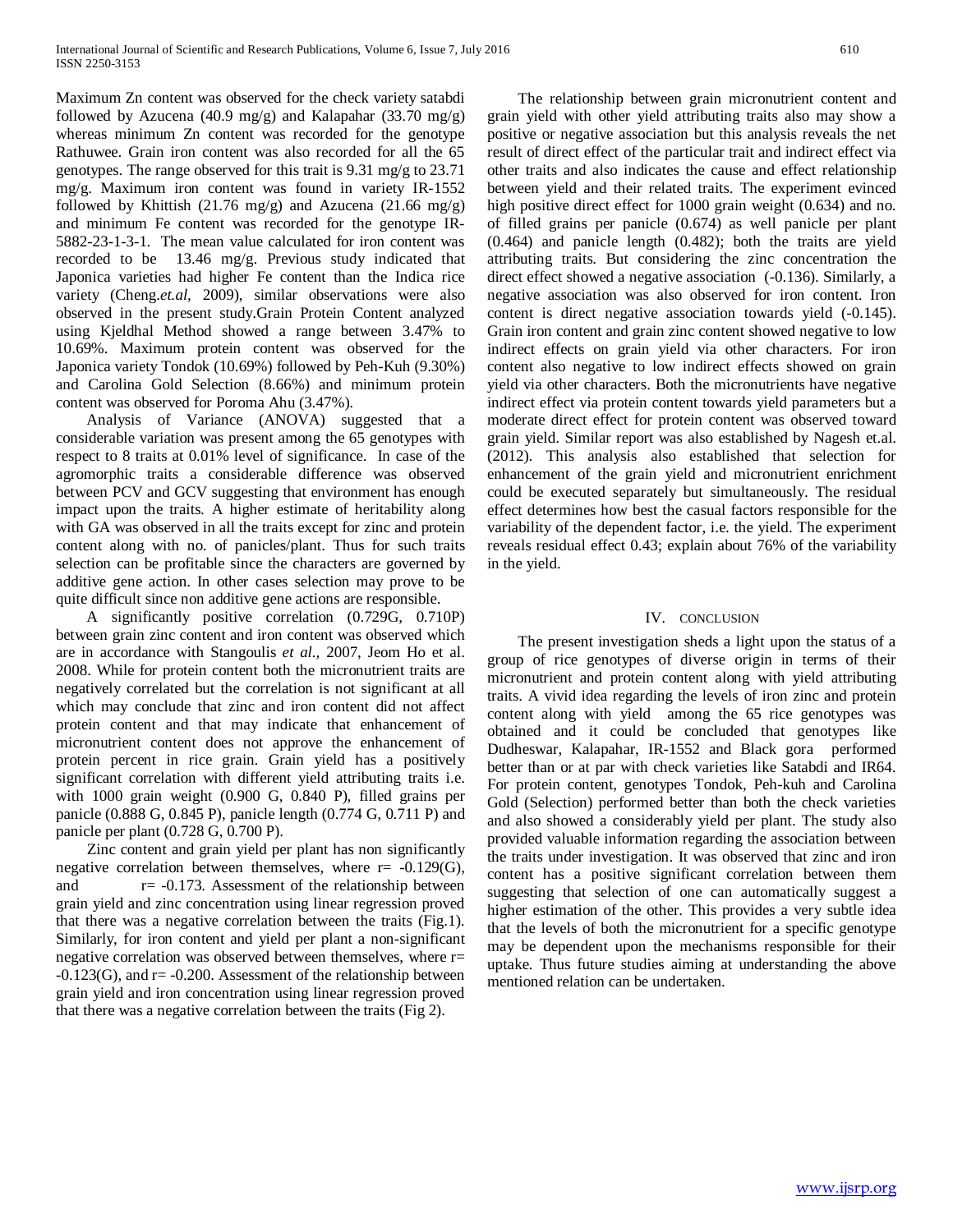Maximum Zn content was observed for the check variety satabdi followed by Azucena (40.9 mg/g) and Kalapahar (33.70 mg/g) whereas minimum Zn content was recorded for the genotype Rathuwee. Grain iron content was also recorded for all the 65 genotypes. The range observed for this trait is 9.31 mg/g to 23.71 mg/g. Maximum iron content was found in variety IR-1552 followed by Khittish (21.76 mg/g) and Azucena (21.66 mg/g) and minimum Fe content was recorded for the genotype IR-5882-23-1-3-1. The mean value calculated for iron content was recorded to be 13.46 mg/g. Previous study indicated that Japonica varieties had higher Fe content than the Indica rice variety (Cheng.*et.al*, 2009), similar observations were also observed in the present study.Grain Protein Content analyzed using Kjeldhal Method showed a range between 3.47% to 10.69%. Maximum protein content was observed for the Japonica variety Tondok (10.69%) followed by Peh-Kuh (9.30%) and Carolina Gold Selection (8.66%) and minimum protein content was observed for Poroma Ahu (3.47%).

Analysis of Variance (ANOVA) suggested that a considerable variation was present among the 65 genotypes with respect to 8 traits at 0.01% level of significance. In case of the agromorphic traits a considerable difference was observed between PCV and GCV suggesting that environment has enough impact upon the traits. A higher estimate of heritability along with GA was observed in all the traits except for zinc and protein content along with no. of panicles/plant. Thus for such traits selection can be profitable since the characters are governed by additive gene action. In other cases selection may prove to be quite difficult since non additive gene actions are responsible.

A significantly positive correlation (0.729G, 0.710P) between grain zinc content and iron content was observed which are in accordance with Stangoulis *et al.,* 2007, Jeom Ho et al. 2008. While for protein content both the micronutrient traits are negatively correlated but the correlation is not significant at all which may conclude that zinc and iron content did not affect protein content and that may indicate that enhancement of micronutrient content does not approve the enhancement of protein percent in rice grain. Grain yield has a positively significant correlation with different yield attributing traits i.e. with 1000 grain weight (0.900 G, 0.840 P), filled grains per panicle (0.888 G, 0.845 P), panicle length (0.774 G, 0.711 P) and panicle per plant (0.728 G, 0.700 P).

Zinc content and grain yield per plant has non significantly negative correlation between themselves, where r= -0.129(G), and r= -0.173. Assessment of the relationship between grain yield and zinc concentration using linear regression proved that there was a negative correlation between the traits (Fig.1). Similarly, for iron content and yield per plant a non-significant negative correlation was observed between themselves, where r= -0.123(G), and r= -0.200. Assessment of the relationship between grain yield and iron concentration using linear regression proved that there was a negative correlation between the traits (Fig 2).

The relationship between grain micronutrient content and grain yield with other yield attributing traits also may show a positive or negative association but this analysis reveals the net result of direct effect of the particular trait and indirect effect via other traits and also indicates the cause and effect relationship between yield and their related traits. The experiment evinced high positive direct effect for 1000 grain weight (0.634) and no. of filled grains per panicle (0.674) as well panicle per plant (0.464) and panicle length (0.482); both the traits are yield attributing traits. But considering the zinc concentration the direct effect showed a negative association (-0.136). Similarly, a negative association was also observed for iron content. Iron content is direct negative association towards yield (-0.145). Grain iron content and grain zinc content showed negative to low indirect effects on grain yield via other characters. For iron content also negative to low indirect effects showed on grain yield via other characters. Both the micronutrients have negative indirect effect via protein content towards yield parameters but a moderate direct effect for protein content was observed toward grain yield. Similar report was also established by Nagesh et.al. (2012). This analysis also established that selection for enhancement of the grain yield and micronutrient enrichment could be executed separately but simultaneously. The residual effect determines how best the casual factors responsible for the variability of the dependent factor, i.e. the yield. The experiment reveals residual effect 0.43; explain about 76% of the variability in the yield.

## IV. CONCLUSION

The present investigation sheds a light upon the status of a group of rice genotypes of diverse origin in terms of their micronutrient and protein content along with yield attributing traits. A vivid idea regarding the levels of iron zinc and protein content along with yield among the 65 rice genotypes was obtained and it could be concluded that genotypes like Dudheswar, Kalapahar, IR-1552 and Black gora performed better than or at par with check varieties like Satabdi and IR64. For protein content, genotypes Tondok, Peh-kuh and Carolina Gold (Selection) performed better than both the check varieties and also showed a considerably yield per plant. The study also provided valuable information regarding the association between the traits under investigation. It was observed that zinc and iron content has a positive significant correlation between them suggesting that selection of one can automatically suggest a higher estimation of the other. This provides a very subtle idea that the levels of both the micronutrient for a specific genotype may be dependent upon the mechanisms responsible for their uptake. Thus future studies aiming at understanding the above mentioned relation can be undertaken.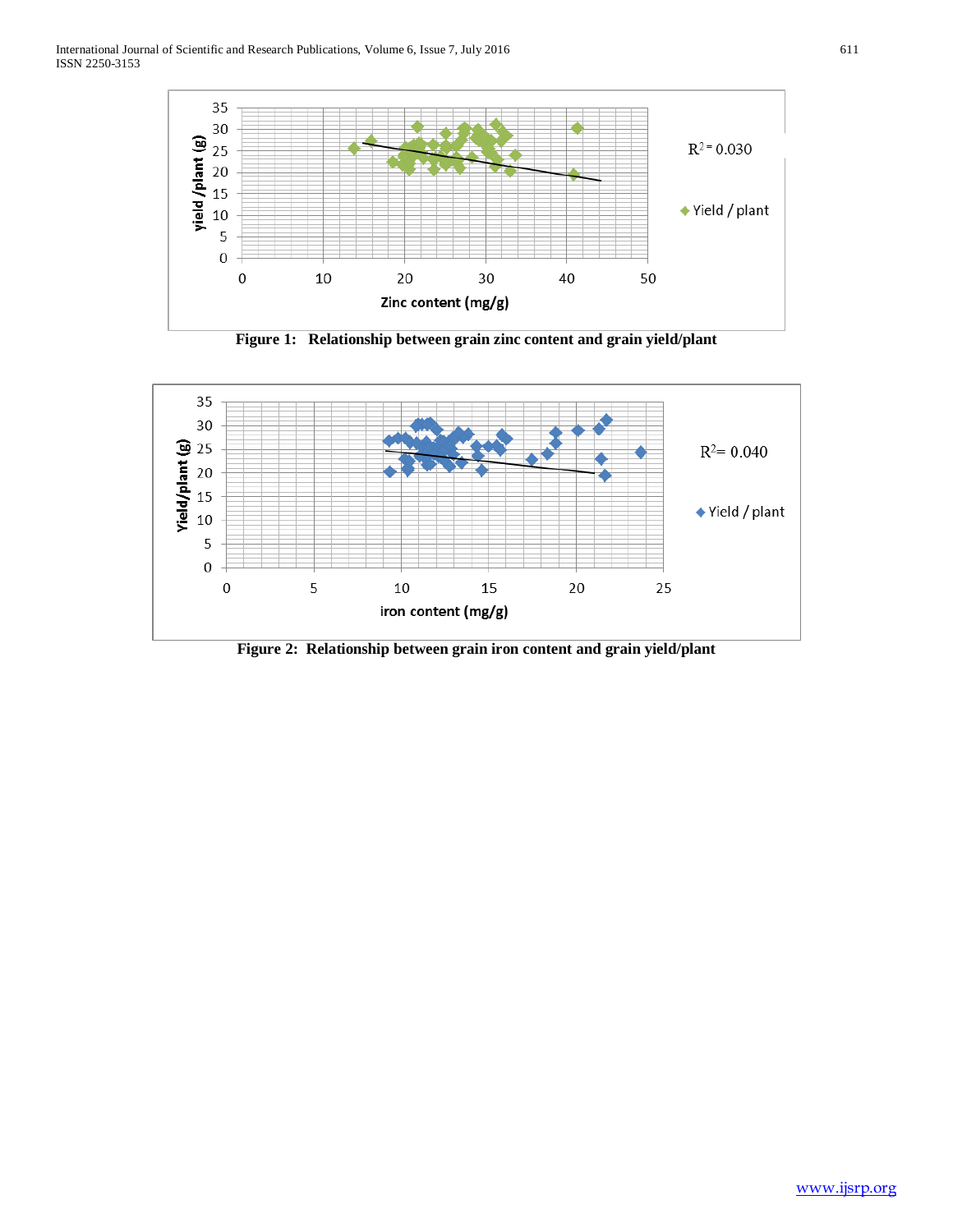Figure 1: Relationship between grain zinc content and grain yield/plant

Figure 2: Relationship between grain iron content and grain yield/plant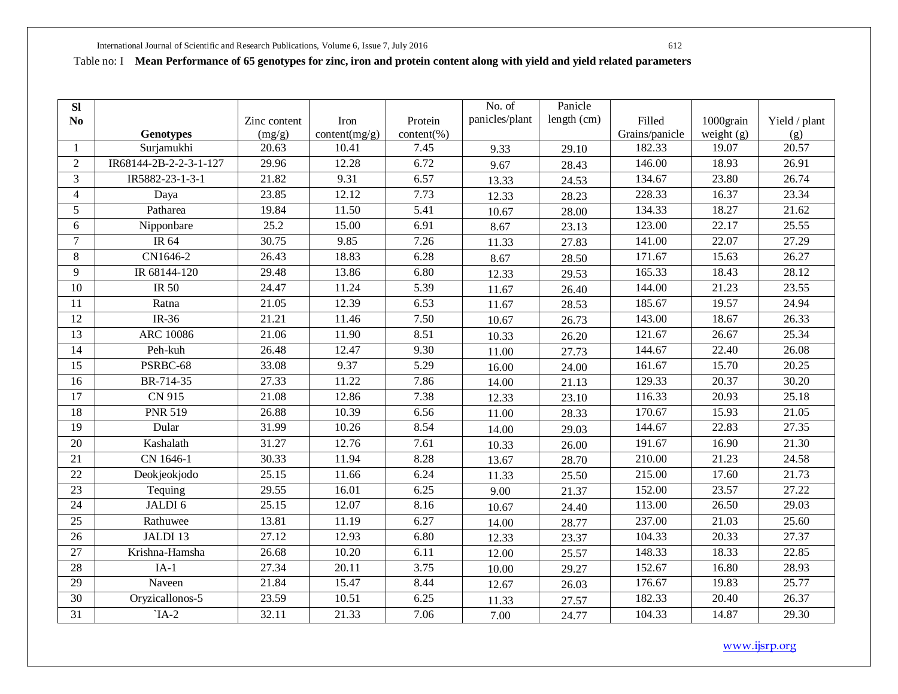Table no: I **Mean Performance of 65 genotypes for zinc, iron and protein content along with yield and yield related parameters**

| Sl No | Genotypes | Zinc content (mg/g) | Iron content(mg/g) | Protein content(%) | No. of panicles/plant | Panicle length (cm) | Filled Grains/panicle | 1000grain weight (g) | Yield / plant (g) |
|---|---|---|---|---|---|---|---|---|---|
| 1 | Surjamukhi | 20.63 | 10.41 | 7.45 | 9.33 | 29.10 | 182.33 | 19.07 | 20.57 |
| 2 | IR68144-2B-2-2-3-1-127 | 29.96 | 12.28 | 6.72 | 9.67 | 28.43 | 146.00 | 18.93 | 26.91 |
| 3 | IR5882-23-1-3-1 | 21.82 | 9.31 | 6.57 | 13.33 | 24.53 | 134.67 | 23.80 | 26.74 |
| 4 | Daya | 23.85 | 12.12 | 7.73 | 12.33 | 28.23 | 228.33 | 16.37 | 23.34 |
| 5 | Patharea | 19.84 | 11.50 | 5.41 | 10.67 | 28.00 | 134.33 | 18.27 | 21.62 |
| 6 | Nipponbare | 25.2 | 15.00 | 6.91 | 8.67 | 23.13 | 123.00 | 22.17 | 25.55 |
| 7 | IR 64 | 30.75 | 9.85 | 7.26 | 11.33 | 27.83 | 141.00 | 22.07 | 27.29 |
| 8 | CN1646-2 | 26.43 | 18.83 | 6.28 | 8.67 | 28.50 | 171.67 | 15.63 | 26.27 |
| 9 | IR 68144-120 | 29.48 | 13.86 | 6.80 | 12.33 | 29.53 | 165.33 | 18.43 | 28.12 |
| 10 | IR 50 | 24.47 | 11.24 | 5.39 | 11.67 | 26.40 | 144.00 | 21.23 | 23.55 |
| 11 | Ratna | 21.05 | 12.39 | 6.53 | 11.67 | 28.53 | 185.67 | 19.57 | 24.94 |
| 12 | IR-36 | 21.21 | 11.46 | 7.50 | 10.67 | 26.73 | 143.00 | 18.67 | 26.33 |
| 13 | ARC 10086 | 21.06 | 11.90 | 8.51 | 10.33 | 26.20 | 121.67 | 26.67 | 25.34 |
| 14 | Peh-kuh | 26.48 | 12.47 | 9.30 | 11.00 | 27.73 | 144.67 | 22.40 | 26.08 |
| 15 | PSRBC-68 | 33.08 | 9.37 | 5.29 | 16.00 | 24.00 | 161.67 | 15.70 | 20.25 |
| 16 | BR-714-35 | 27.33 | 11.22 | 7.86 | 14.00 | 21.13 | 129.33 | 20.37 | 30.20 |
| 17 | CN 915 | 21.08 | 12.86 | 7.38 | 12.33 | 23.10 | 116.33 | 20.93 | 25.18 |
| 18 | PNR 519 | 26.88 | 10.39 | 6.56 | 11.00 | 28.33 | 170.67 | 15.93 | 21.05 |
| 19 | Dular | 31.99 | 10.26 | 8.54 | 14.00 | 29.03 | 144.67 | 22.83 | 27.35 |
| 20 | Kashalath | 31.27 | 12.76 | 7.61 | 10.33 | 26.00 | 191.67 | 16.90 | 21.30 |
| 21 | CN 1646-1 | 30.33 | 11.94 | 8.28 | 13.67 | 28.70 | 210.00 | 21.23 | 24.58 |
| 22 | Deokjeokjodo | 25.15 | 11.66 | 6.24 | 11.33 | 25.50 | 215.00 | 17.60 | 21.73 |
| 23 | Tequing | 29.55 | 16.01 | 6.25 | 9.00 | 21.37 | 152.00 | 23.57 | 27.22 |
| 24 | JALDI 6 | 25.15 | 12.07 | 8.16 | 10.67 | 24.40 | 113.00 | 26.50 | 29.03 |
| 25 | Rathuwee | 13.81 | 11.19 | 6.27 | 14.00 | 28.77 | 237.00 | 21.03 | 25.60 |
| 26 | JALDI 13 | 27.12 | 12.93 | 6.80 | 12.33 | 23.37 | 104.33 | 20.33 | 27.37 |
| 27 | Krishna-Hamsha | 26.68 | 10.20 | 6.11 | 12.00 | 25.57 | 148.33 | 18.33 | 22.85 |
| 28 | IA-1 | 27.34 | 20.11 | 3.75 | 10.00 | 29.27 | 152.67 | 16.80 | 28.93 |
| 29 | Naveen | 21.84 | 15.47 | 8.44 | 12.67 | 26.03 | 176.67 | 19.83 | 25.77 |
| 30 | Oryzicallonos-5 | 23.59 | 10.51 | 6.25 | 11.33 | 27.57 | 182.33 | 20.40 | 26.37 |
| 31 | `IA-2 | 32.11 | 21.33 | 7.06 | 7.00 | 24.77 | 104.33 | 14.87 | 29.30 |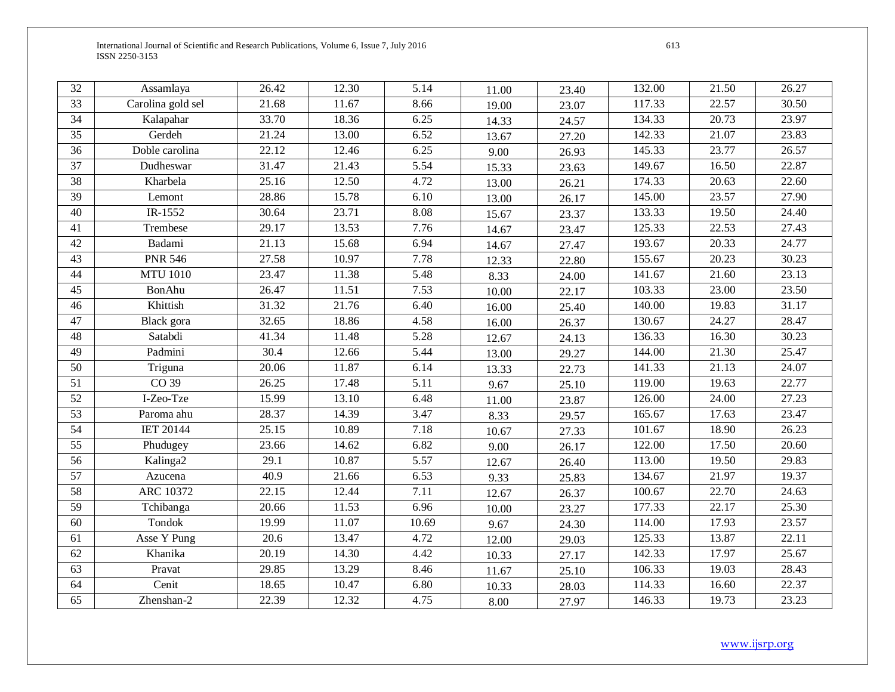| 32 | Assamlaya | 26.42 | 12.30 | 5.14 | 11.00 | 23.40 | 132.00 | 21.50 | 26.27 |
|---|---|---|---|---|---|---|---|---|---|
| 33 | Carolina gold sel | 21.68 | 11.67 | 8.66 | 19.00 | 23.07 | 117.33 | 22.57 | 30.50 |
| 34 | Kalapahar | 33.70 | 18.36 | 6.25 | 14.33 | 24.57 | 134.33 | 20.73 | 23.97 |
| 35 | Gerdeh | 21.24 | 13.00 | 6.52 | 13.67 | 27.20 | 142.33 | 21.07 | 23.83 |
| 36 | Doble carolina | 22.12 | 12.46 | 6.25 | 9.00 | 26.93 | 145.33 | 23.77 | 26.57 |
| 37 | Dudheswar | 31.47 | 21.43 | 5.54 | 15.33 | 23.63 | 149.67 | 16.50 | 22.87 |
| 38 | Kharbela | 25.16 | 12.50 | 4.72 | 13.00 | 26.21 | 174.33 | 20.63 | 22.60 |
| 39 | Lemont | 28.86 | 15.78 | 6.10 | 13.00 | 26.17 | 145.00 | 23.57 | 27.90 |
| 40 | IR-1552 | 30.64 | 23.71 | 8.08 | 15.67 | 23.37 | 133.33 | 19.50 | 24.40 |
| 41 | Trembese | 29.17 | 13.53 | 7.76 | 14.67 | 23.47 | 125.33 | 22.53 | 27.43 |
| 42 | Badami | 21.13 | 15.68 | 6.94 | 14.67 | 27.47 | 193.67 | 20.33 | 24.77 |
| 43 | PNR 546 | 27.58 | 10.97 | 7.78 | 12.33 | 22.80 | 155.67 | 20.23 | 30.23 |
| 44 | MTU 1010 | 23.47 | 11.38 | 5.48 | 8.33 | 24.00 | 141.67 | 21.60 | 23.13 |
| 45 | BonAhu | 26.47 | 11.51 | 7.53 | 10.00 | 22.17 | 103.33 | 23.00 | 23.50 |
| 46 | Khittish | 31.32 | 21.76 | 6.40 | 16.00 | 25.40 | 140.00 | 19.83 | 31.17 |
| 47 | Black gora | 32.65 | 18.86 | 4.58 | 16.00 | 26.37 | 130.67 | 24.27 | 28.47 |
| 48 | Satabdi | 41.34 | 11.48 | 5.28 | 12.67 | 24.13 | 136.33 | 16.30 | 30.23 |
| 49 | Padmini | 30.4 | 12.66 | 5.44 | 13.00 | 29.27 | 144.00 | 21.30 | 25.47 |
| 50 | Triguna | 20.06 | 11.87 | 6.14 | 13.33 | 22.73 | 141.33 | 21.13 | 24.07 |
| 51 | CO 39 | 26.25 | 17.48 | 5.11 | 9.67 | 25.10 | 119.00 | 19.63 | 22.77 |
| 52 | I-Zeo-Tze | 15.99 | 13.10 | 6.48 | 11.00 | 23.87 | 126.00 | 24.00 | 27.23 |
| 53 | Paroma ahu | 28.37 | 14.39 | 3.47 | 8.33 | 29.57 | 165.67 | 17.63 | 23.47 |
| 54 | IET 20144 | 25.15 | 10.89 | 7.18 | 10.67 | 27.33 | 101.67 | 18.90 | 26.23 |
| 55 | Phudugey | 23.66 | 14.62 | 6.82 | 9.00 | 26.17 | 122.00 | 17.50 | 20.60 |
| 56 | Kalinga2 | 29.1 | 10.87 | 5.57 | 12.67 | 26.40 | 113.00 | 19.50 | 29.83 |
| 57 | Azucena | 40.9 | 21.66 | 6.53 | 9.33 | 25.83 | 134.67 | 21.97 | 19.37 |
| 58 | ARC 10372 | 22.15 | 12.44 | 7.11 | 12.67 | 26.37 | 100.67 | 22.70 | 24.63 |
| 59 | Tchibanga | 20.66 | 11.53 | 6.96 | 10.00 | 23.27 | 177.33 | 22.17 | 25.30 |
| 60 | Tondok | 19.99 | 11.07 | 10.69 | 9.67 | 24.30 | 114.00 | 17.93 | 23.57 |
| 61 | Asse Y Pung | 20.6 | 13.47 | 4.72 | 12.00 | 29.03 | 125.33 | 13.87 | 22.11 |
| 62 | Khanika | 20.19 | 14.30 | 4.42 | 10.33 | 27.17 | 142.33 | 17.97 | 25.67 |
| 63 | Pravat | 29.85 | 13.29 | 8.46 | 11.67 | 25.10 | 106.33 | 19.03 | 28.43 |
| 64 | Cenit | 18.65 | 10.47 | 6.80 | 10.33 | 28.03 | 114.33 | 16.60 | 22.37 |
| 65 | Zhenshan-2 | 22.39 | 12.32 | 4.75 | 8.00 | 27.97 | 146.33 | 19.73 | 23.23 |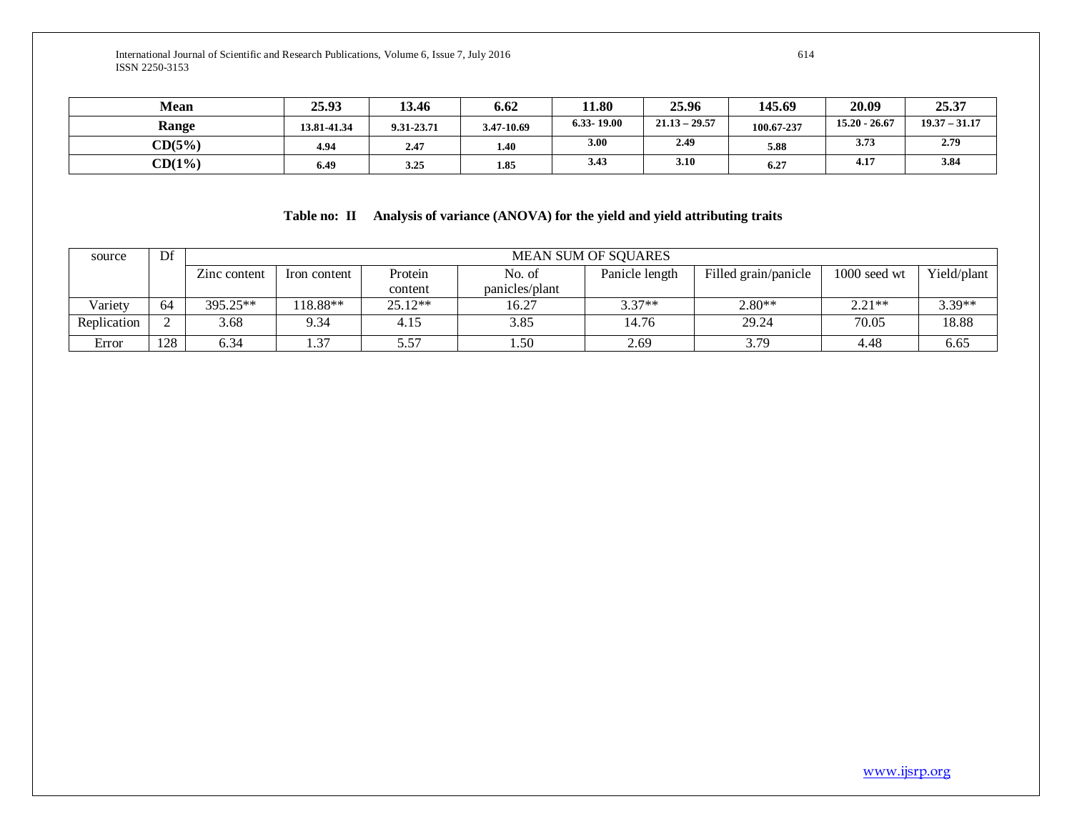| Mean | 25.93 | 13.46 | 6.62 | 11.80 | 25.96 | 145.69 | 20.09 | 25.37 |
|---|---|---|---|---|---|---|---|---|
| Range | 13.81-41.34 | 9.31-23.71 | 3.47-10.69 | 6.33- 19.00 | 21.13 – 29.57 | 100.67-237 | 15.20 - 26.67 | 19.37 – 31.17 |
| CD(5%) | 4.94 | 2.47 | 1.40 | 3.00 | 2.49 | 5.88 | 3.73 | 2.79 |
| CD(1%) | 6.49 | 3.25 | 1.85 | 3.43 | 3.10 | 6.27 | 4.17 | 3.84 |

**Table no: II Analysis of variance (ANOVA) for the yield and yield attributing traits**

| source | Df | MEAN SUM OF SQUARES | | | | | | | |
|---|---|---|---|---|---|---|---|---|---|
| | | Zinc content | Iron content | Protein content | No. of panicles/plant | Panicle length | Filled grain/panicle | 1000 seed wt | Yield/plant |
| Variety | 64 | 395.25** | 118.88** | 25.12** | 16.27 | 3.37** | 2.80** | 2.21** | 3.39** |
| Replication | 2 | 3.68 | 9.34 | 4.15 | 3.85 | 14.76 | 29.24 | 70.05 | 18.88 |
| Error | 128 | 6.34 | 1.37 | 5.57 | 1.50 | 2.69 | 3.79 | 4.48 | 6.65 |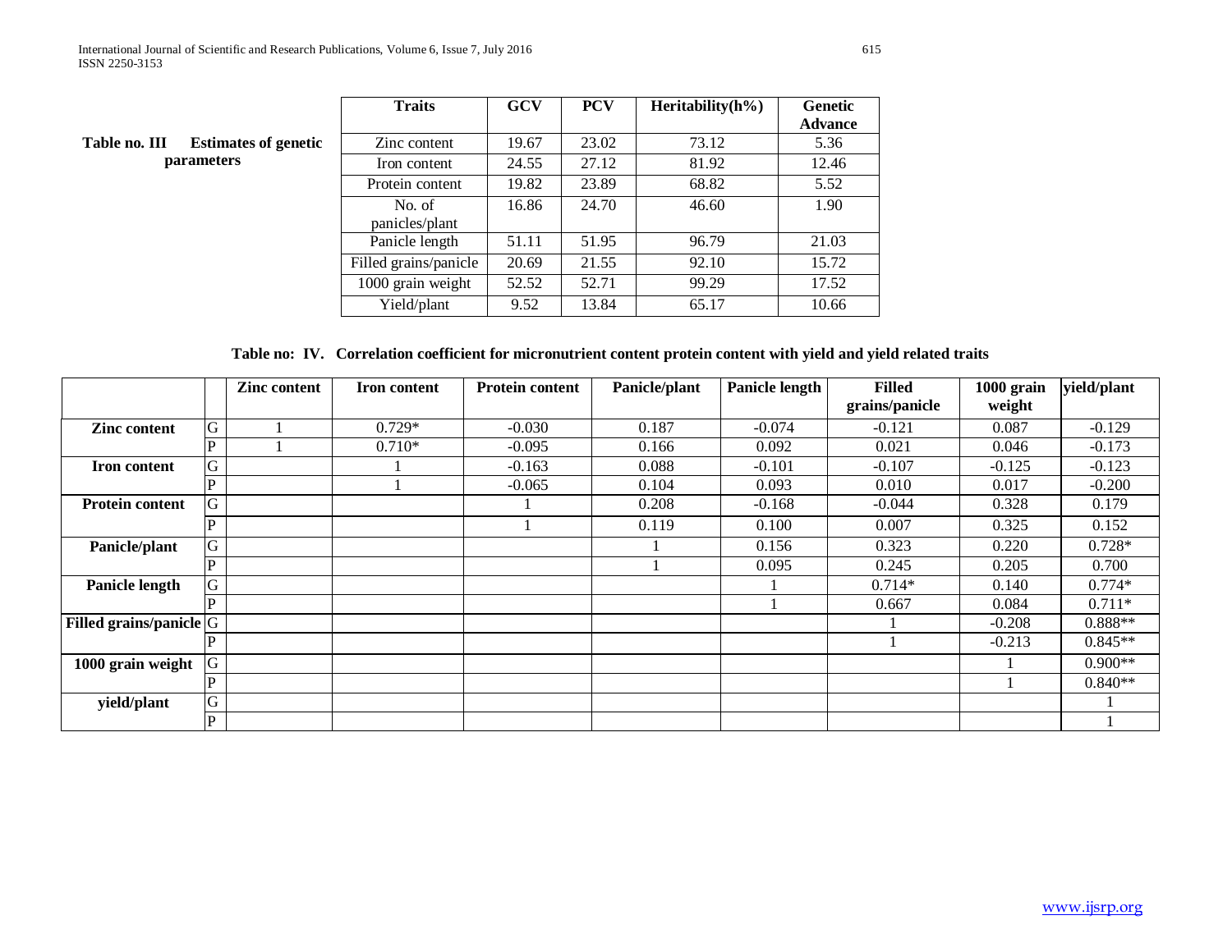**Table no. III Estimates of genetic parameters**

| Traits | GCV | PCV | Heritability(h%) | Genetic Advance |
|---|---|---|---|---|
| Zinc content | 19.67 | 23.02 | 73.12 | 5.36 |
| Iron content | 24.55 | 27.12 | 81.92 | 12.46 |
| Protein content | 19.82 | 23.89 | 68.82 | 5.52 |
| No. of panicles/plant | 16.86 | 24.70 | 46.60 | 1.90 |
| Panicle length | 51.11 | 51.95 | 96.79 | 21.03 |
| Filled grains/panicle | 20.69 | 21.55 | 92.10 | 15.72 |
| 1000 grain weight | 52.52 | 52.71 | 99.29 | 17.52 |
| Yield/plant | 9.52 | 13.84 | 65.17 | 10.66 |

**Table no: IV. Correlation coefficient for micronutrient content protein content with yield and yield related traits**

| | | Zinc content | Iron content | Protein content | Panicle/plant | Panicle length | Filled grains/panicle | 1000 grain weight | yield/plant |
|---|---|---|---|---|---|---|---|---|---|
| **Zinc content** | G | 1 | 0.729* | -0.030 | 0.187 | -0.074 | -0.121 | 0.087 | -0.129 |
| | P | 1 | 0.710* | -0.095 | 0.166 | 0.092 | 0.021 | 0.046 | -0.173 |
| **Iron content** | G | | 1 | -0.163 | 0.088 | -0.101 | -0.107 | -0.125 | -0.123 |
| | P | | 1 | -0.065 | 0.104 | 0.093 | 0.010 | 0.017 | -0.200 |
| **Protein content** | G | | | 1 | 0.208 | -0.168 | -0.044 | 0.328 | 0.179 |
| | P | | | 1 | 0.119 | 0.100 | 0.007 | 0.325 | 0.152 |
| **Panicle/plant** | G | | | | 1 | 0.156 | 0.323 | 0.220 | 0.728* |
| | P | | | | 1 | 0.095 | 0.245 | 0.205 | 0.700 |
| **Panicle length** | G | | | | | 1 | 0.714* | 0.140 | 0.774* |
| | P | | | | | 1 | 0.667 | 0.084 | 0.711* |
| **Filled grains/panicle** | G | | | | | | 1 | -0.208 | 0.888** |
| | P | | | | | | 1 | -0.213 | 0.845** |
| **1000 grain weight** | G | | | | | | | 1 | 0.900** |
| | P | | | | | | | 1 | 0.840** |
| **yield/plant** | G | | | | | | | | 1 |
| | P | | | | | | | | 1 |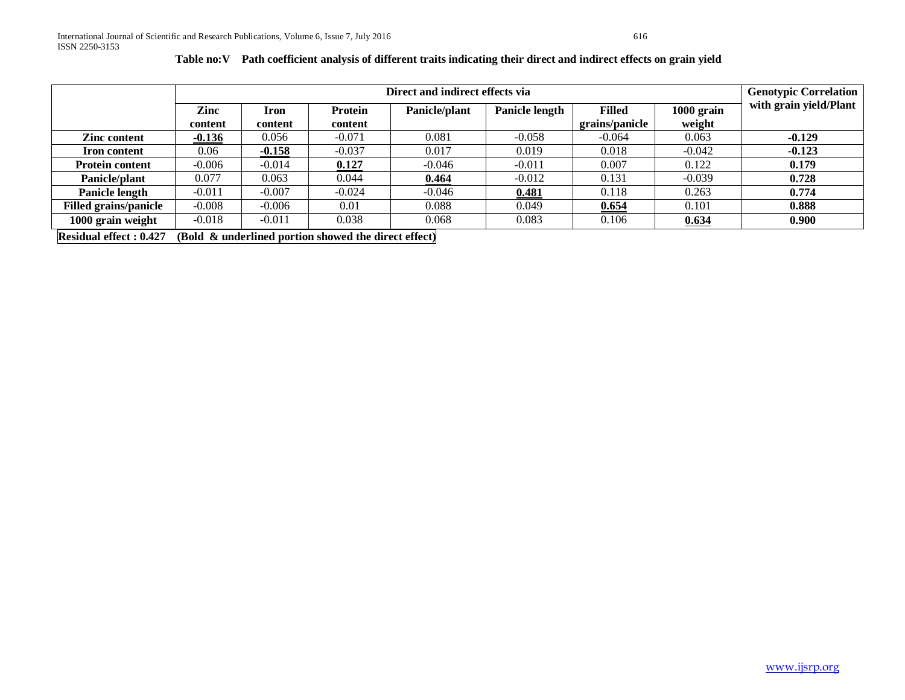**Table no:V Path coefficient analysis of different traits indicating their direct and indirect effects on grain yield**

| | Direct and indirect effects via | | | | | | | Genotypic Correlation with grain yield/Plant |
|---|---|---|---|---|---|---|---|---|
| | Zinc content | Iron content | Protein content | Panicle/plant | Panicle length | Filled grains/panicle | 1000 grain weight | |
| **Zinc content** | **-0.136** | 0.056 | -0.071 | 0.081 | -0.058 | -0.064 | 0.063 | **-0.129** |
| **Iron content** | 0.06 | **-0.158** | -0.037 | 0.017 | 0.019 | 0.018 | -0.042 | **-0.123** |
| **Protein content** | -0.006 | -0.014 | **0.127** | -0.046 | -0.011 | 0.007 | 0.122 | **0.179** |
| **Panicle/plant** | 0.077 | 0.063 | 0.044 | **0.464** | -0.012 | 0.131 | -0.039 | **0.728** |
| **Panicle length** | -0.011 | -0.007 | -0.024 | -0.046 | **0.481** | 0.118 | 0.263 | **0.774** |
| **Filled grains/panicle** | -0.008 | -0.006 | 0.01 | 0.088 | 0.049 | **0.654** | 0.101 | **0.888** |
| **1000 grain weight** | -0.018 | -0.011 | 0.038 | 0.068 | 0.083 | 0.106 | **0.634** | **0.900** |

**Residual effect : 0.427 (Bold & underlined portion showed the direct effect)**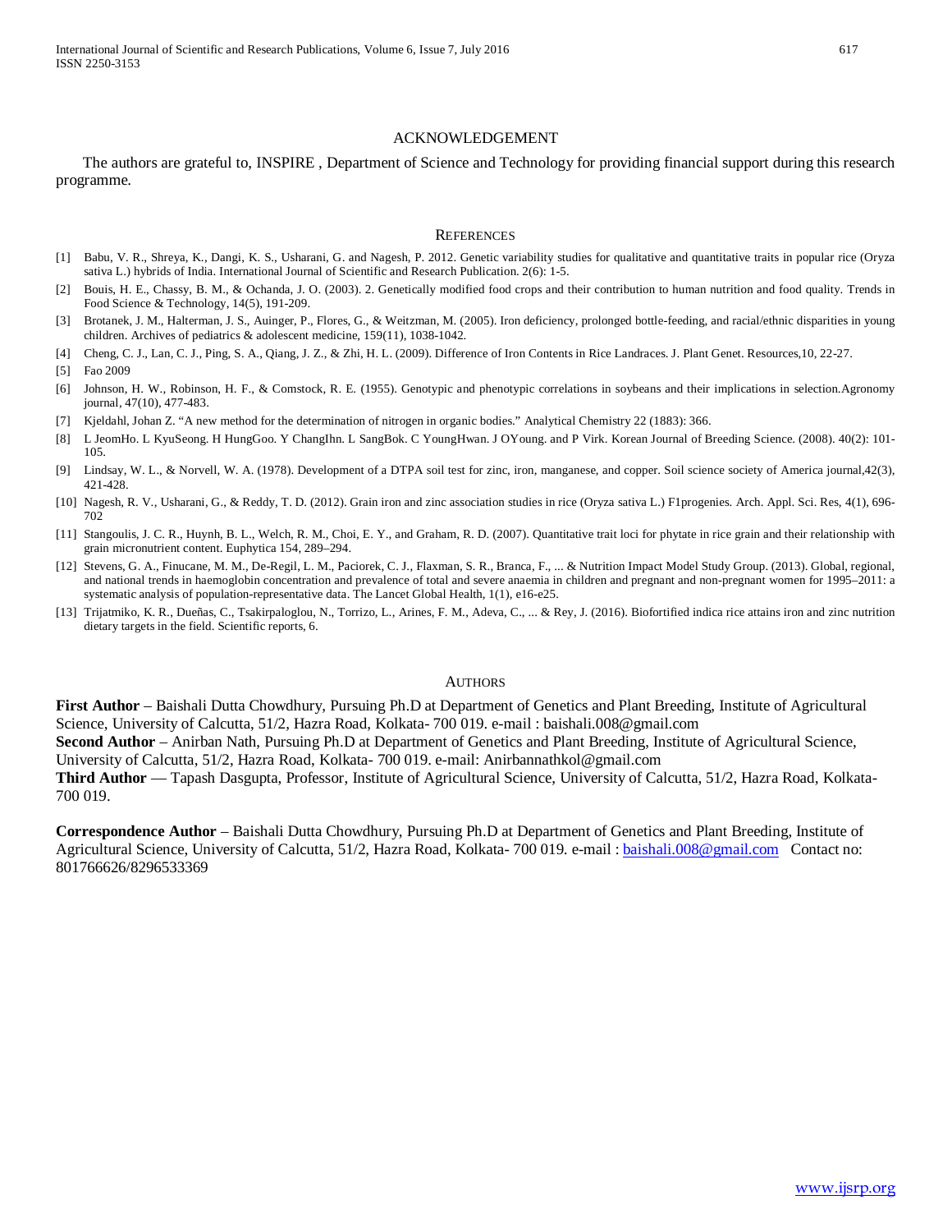## ACKNOWLEDGEMENT

The authors are grateful to, INSPIRE , Department of Science and Technology for providing financial support during this research programme.

## REFERENCES

[1] Babu, V. R., Shreya, K., Dangi, K. S., Usharani, G. and Nagesh, P. 2012. Genetic variability studies for qualitative and quantitative traits in popular rice (Oryza sativa L.) hybrids of India. International Journal of Scientific and Research Publication. 2(6): 1-5.

[2] Bouis, H. E., Chassy, B. M., & Ochanda, J. O. (2003). 2. Genetically modified food crops and their contribution to human nutrition and food quality. Trends in Food Science & Technology, 14(5), 191-209.

[3] Brotanek, J. M., Halterman, J. S., Auinger, P., Flores, G., & Weitzman, M. (2005). Iron deficiency, prolonged bottle-feeding, and racial/ethnic disparities in young children. Archives of pediatrics & adolescent medicine, 159(11), 1038-1042.

[4] Cheng, C. J., Lan, C. J., Ping, S. A., Qiang, J. Z., & Zhi, H. L. (2009). Difference of Iron Contents in Rice Landraces. J. Plant Genet. Resources,10, 22-27.

[5] Fao 2009

[6] Johnson, H. W., Robinson, H. F., & Comstock, R. E. (1955). Genotypic and phenotypic correlations in soybeans and their implications in selection.Agronomy journal, 47(10), 477-483.

[7] Kjeldahl, Johan Z. "A new method for the determination of nitrogen in organic bodies." Analytical Chemistry 22 (1883): 366.

[8] L JeomHo. L KyuSeong. H HungGoo. Y ChangIhn. L SangBok. C YoungHwan. J OYoung. and P Virk. Korean Journal of Breeding Science. (2008). 40(2): 101-105.

[9] Lindsay, W. L., & Norvell, W. A. (1978). Development of a DTPA soil test for zinc, iron, manganese, and copper. Soil science society of America journal,42(3), 421-428.

[10] Nagesh, R. V., Usharani, G., & Reddy, T. D. (2012). Grain iron and zinc association studies in rice (Oryza sativa L.) F1progenies. Arch. Appl. Sci. Res, 4(1), 696-702

[11] Stangoulis, J. C. R., Huynh, B. L., Welch, R. M., Choi, E. Y., and Graham, R. D. (2007). Quantitative trait loci for phytate in rice grain and their relationship with grain micronutrient content. Euphytica 154, 289–294.

[12] Stevens, G. A., Finucane, M. M., De-Regil, L. M., Paciorek, C. J., Flaxman, S. R., Branca, F., ... & Nutrition Impact Model Study Group. (2013). Global, regional, and national trends in haemoglobin concentration and prevalence of total and severe anaemia in children and pregnant and non-pregnant women for 1995–2011: a systematic analysis of population-representative data. The Lancet Global Health, 1(1), e16-e25.

[13] Trijatmiko, K. R., Dueñas, C., Tsakirpaloglou, N., Torrizo, L., Arines, F. M., Adeva, C., ... & Rey, J. (2016). Biofortified indica rice attains iron and zinc nutrition dietary targets in the field. Scientific reports, 6.

## AUTHORS

**First Author** – Baishali Dutta Chowdhury, Pursuing Ph.D at Department of Genetics and Plant Breeding, Institute of Agricultural Science, University of Calcutta, 51/2, Hazra Road, Kolkata- 700 019. e-mail : baishali.008@gmail.com

**Second Author** – Anirban Nath, Pursuing Ph.D at Department of Genetics and Plant Breeding, Institute of Agricultural Science, University of Calcutta, 51/2, Hazra Road, Kolkata- 700 019. e-mail: Anirbannathkol@gmail.com

**Third Author** — Tapash Dasgupta, Professor, Institute of Agricultural Science, University of Calcutta, 51/2, Hazra Road, Kolkata- 700 019.

**Correspondence Author** – Baishali Dutta Chowdhury, Pursuing Ph.D at Department of Genetics and Plant Breeding, Institute of Agricultural Science, University of Calcutta, 51/2, Hazra Road, Kolkata- 700 019. e-mail : baishali.008@gmail.com Contact no: 801766626/8296533369